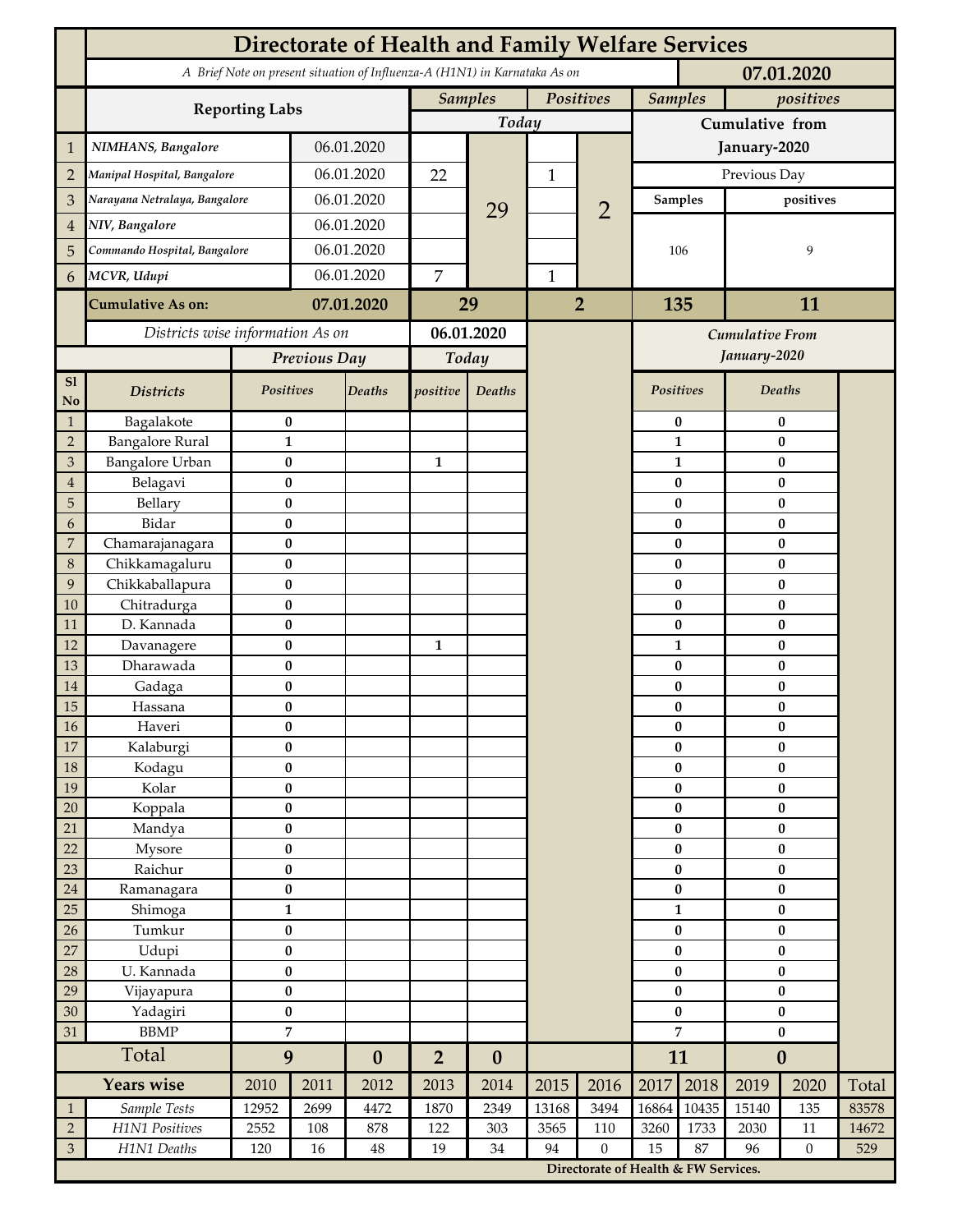# Directorate of Health and Family Welfare Services

*A Brief Note on present situation of Influenza-A (H1N1) in Karnataka As on* **07.01.2020**

| | Reporting Labs | | Samples Today | | Positives Today | | Samples (Cumulative from January-2020) | positives (Cumulative from January-2020) |
|---|---|---|---|---|---|---|---|---|
| 1 | *NIMHANS, Bangalore* | 06.01.2020 | | 29 | | 2 | Previous Day | |
| 2 | *Manipal Hospital, Bangalore* | 06.01.2020 | 22 | | 1 | | Samples | positives |
| 3 | *Narayana Netralaya, Bangalore* | 06.01.2020 | | | | | 106 | 9 |
| 4 | *NIV, Bangalore* | 06.01.2020 | | | | | | |
| 5 | *Commando Hospital, Bangalore* | 06.01.2020 | | | | | | |
| 6 | *MCVR, Udupi* | 06.01.2020 | 7 | | 1 | | | |
| | **Cumulative As on:** | **07.01.2020** | **29** | | **2** | | **135** | **11** |

*Districts wise information As on* **06.01.2020**

| Sl No | Districts | Previous Day Positives | Previous Day Deaths | Today positive | Today Deaths | Cumulative From January-2020 Positives | Cumulative From January-2020 Deaths |
|---|---|---|---|---|---|---|---|
| 1 | Bagalakote | 0 | | | | 0 | 0 |
| 2 | Bangalore Rural | 1 | | | | 1 | 0 |
| 3 | Bangalore Urban | 0 | | 1 | | 1 | 0 |
| 4 | Belagavi | 0 | | | | 0 | 0 |
| 5 | Bellary | 0 | | | | 0 | 0 |
| 6 | Bidar | 0 | | | | 0 | 0 |
| 7 | Chamarajanagara | 0 | | | | 0 | 0 |
| 8 | Chikkamagaluru | 0 | | | | 0 | 0 |
| 9 | Chikkaballapura | 0 | | | | 0 | 0 |
| 10 | Chitradurga | 0 | | | | 0 | 0 |
| 11 | D. Kannada | 0 | | | | 0 | 0 |
| 12 | Davanagere | 0 | | 1 | | 1 | 0 |
| 13 | Dharawada | 0 | | | | 0 | 0 |
| 14 | Gadaga | 0 | | | | 0 | 0 |
| 15 | Hassana | 0 | | | | 0 | 0 |
| 16 | Haveri | 0 | | | | 0 | 0 |
| 17 | Kalaburgi | 0 | | | | 0 | 0 |
| 18 | Kodagu | 0 | | | | 0 | 0 |
| 19 | Kolar | 0 | | | | 0 | 0 |
| 20 | Koppala | 0 | | | | 0 | 0 |
| 21 | Mandya | 0 | | | | 0 | 0 |
| 22 | Mysore | 0 | | | | 0 | 0 |
| 23 | Raichur | 0 | | | | 0 | 0 |
| 24 | Ramanagara | 0 | | | | 0 | 0 |
| 25 | Shimoga | 1 | | | | 1 | 0 |
| 26 | Tumkur | 0 | | | | 0 | 0 |
| 27 | Udupi | 0 | | | | 0 | 0 |
| 28 | U. Kannada | 0 | | | | 0 | 0 |
| 29 | Vijayapura | 0 | | | | 0 | 0 |
| 30 | Yadagiri | 0 | | | | 0 | 0 |
| 31 | BBMP | 7 | | | | 7 | 0 |
| | **Total** | **9** | **0** | **2** | **0** | **11** | **0** |

| | Years wise | 2010 | 2011 | 2012 | 2013 | 2014 | 2015 | 2016 | 2017 | 2018 | 2019 | 2020 | Total |
|---|---|---|---|---|---|---|---|---|---|---|---|---|---|
| 1 | *Sample Tests* | 12952 | 2699 | 4472 | 1870 | 2349 | 13168 | 3494 | 16864 | 10435 | 15140 | 135 | 83578 |
| 2 | *H1N1 Positives* | 2552 | 108 | 878 | 122 | 303 | 3565 | 110 | 3260 | 1733 | 2030 | 11 | 14672 |
| 3 | *H1N1 Deaths* | 120 | 16 | 48 | 19 | 34 | 94 | 0 | 15 | 87 | 96 | 0 | 529 |

**Directorate of Health & FW Services.**